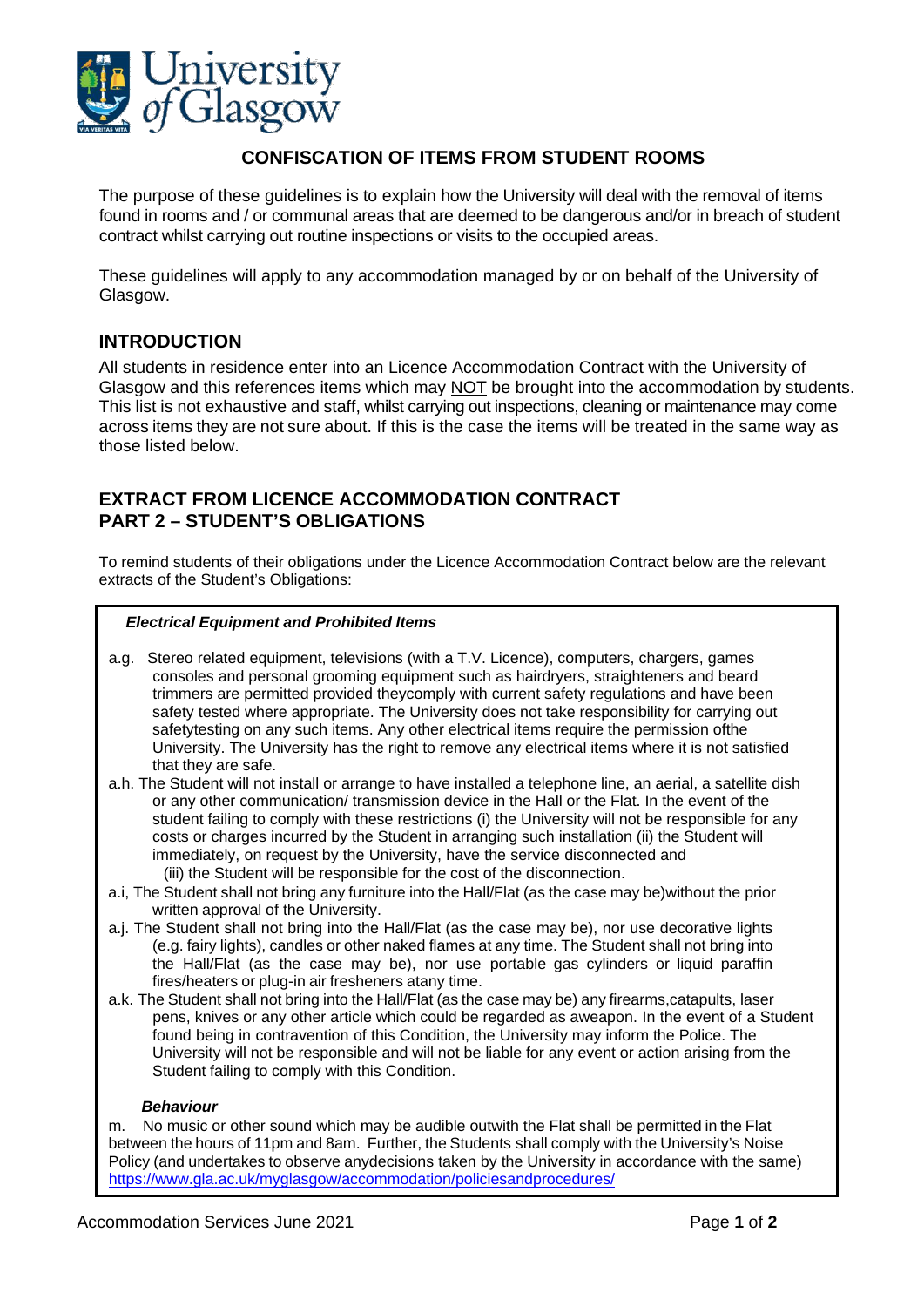# CONFISCATION OF ITEMS FROM STUDENT ROOMS

The purpose of these guidelines is to explain how the University will deal with the removal of items found in rooms and / or communal areas that are deemed to be dangerous and/or in breach of student contract whilst carrying out routine inspections or visits to the occupied areas.

These guidelines will apply to any accommodation managed by or on behalf of the University of Glasgow.

## INTRODUCTION

All students in residence enter into an Licence Accommodation Contract with the University of Glasgow and this references items which may NOT be brought into the accommodation by students. This list is not exhaustive and staff, whilst carrying out inspections, cleaning or maintenance may come across items they are not sure about. If this is the case the items will be treated in the same way as those listed below.

## EXTRACT FROM LICENCE ACCOMMODATION CONTRACT
## PART 2 – STUDENT'S OBLIGATIONS

To remind students of their obligations under the Licence Accommodation Contract below are the relevant extracts of the Student's Obligations:

***Electrical Equipment and Prohibited Items***

a.g. Stereo related equipment, televisions (with a T.V. Licence), computers, chargers, games consoles and personal grooming equipment such as hairdryers, straighteners and beard trimmers are permitted provided theycomply with current safety regulations and have been safety tested where appropriate. The University does not take responsibility for carrying out safetytesting on any such items. Any other electrical items require the permission ofthe University. The University has the right to remove any electrical items where it is not satisfied that they are safe.

a.h. The Student will not install or arrange to have installed a telephone line, an aerial, a satellite dish or any other communication/ transmission device in the Hall or the Flat. In the event of the student failing to comply with these restrictions (i) the University will not be responsible for any costs or charges incurred by the Student in arranging such installation (ii) the Student will immediately, on request by the University, have the service disconnected and (iii) the Student will be responsible for the cost of the disconnection.

a.i, The Student shall not bring any furniture into the Hall/Flat (as the case may be)without the prior written approval of the University.

a.j. The Student shall not bring into the Hall/Flat (as the case may be), nor use decorative lights (e.g. fairy lights), candles or other naked flames at any time. The Student shall not bring into the Hall/Flat (as the case may be), nor use portable gas cylinders or liquid paraffin fires/heaters or plug-in air fresheners atany time.

a.k. The Student shall not bring into the Hall/Flat (as the case may be) any firearms,catapults, laser pens, knives or any other article which could be regarded as aweapon. In the event of a Student found being in contravention of this Condition, the University may inform the Police. The University will not be responsible and will not be liable for any event or action arising from the Student failing to comply with this Condition.

***Behaviour***

m. No music or other sound which may be audible outwith the Flat shall be permitted in the Flat between the hours of 11pm and 8am. Further, the Students shall comply with the University's Noise Policy (and undertakes to observe anydecisions taken by the University in accordance with the same) https://www.gla.ac.uk/myglasgow/accommodation/policiesandprocedures/

Accommodation Services June 2021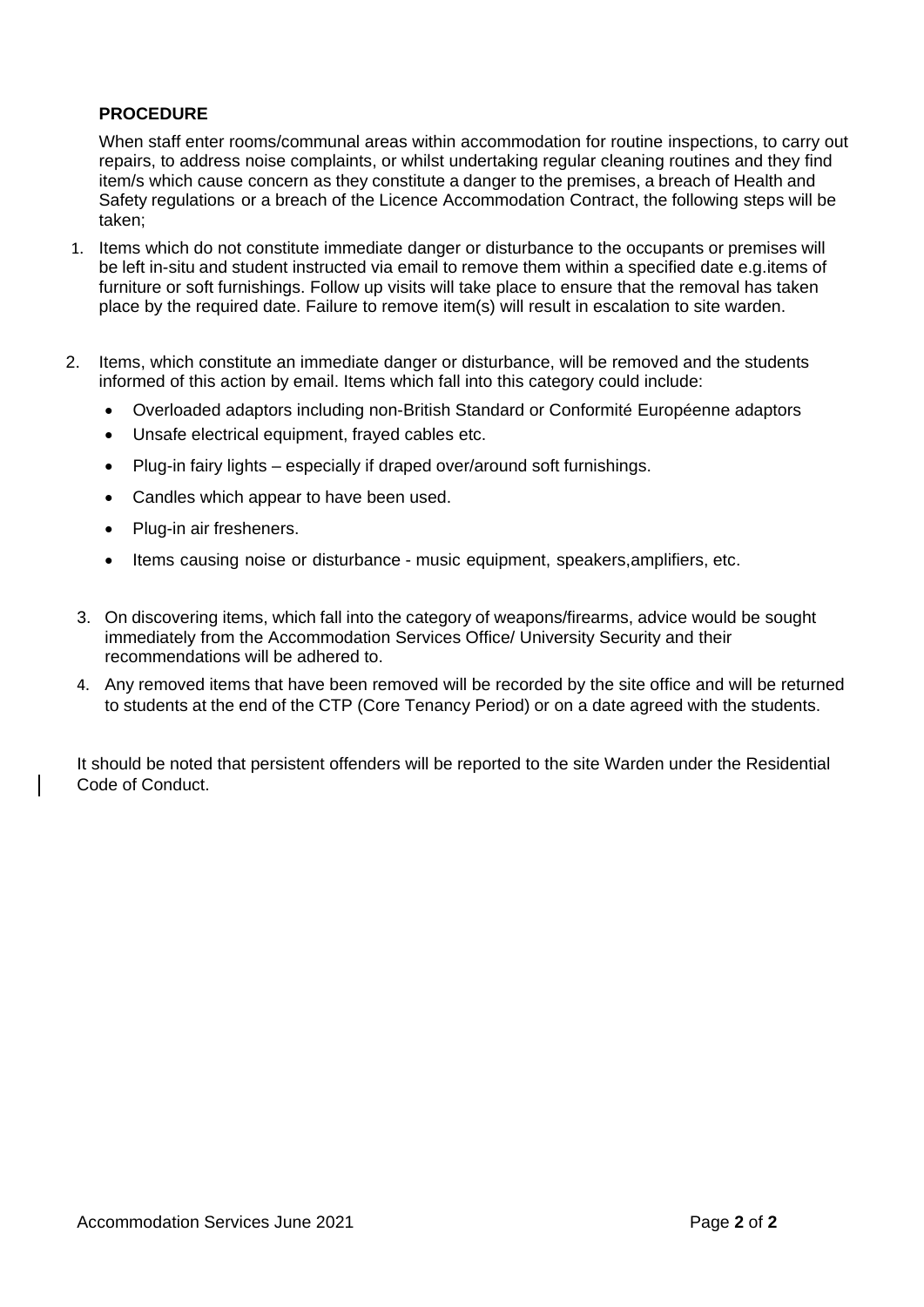**PROCEDURE**

When staff enter rooms/communal areas within accommodation for routine inspections, to carry out repairs, to address noise complaints, or whilst undertaking regular cleaning routines and they find item/s which cause concern as they constitute a danger to the premises, a breach of Health and Safety regulations or a breach of the Licence Accommodation Contract, the following steps will be taken;

1. Items which do not constitute immediate danger or disturbance to the occupants or premises will be left in-situ and student instructed via email to remove them within a specified date e.g.items of furniture or soft furnishings. Follow up visits will take place to ensure that the removal has taken place by the required date. Failure to remove item(s) will result in escalation to site warden.

2. Items, which constitute an immediate danger or disturbance, will be removed and the students informed of this action by email. Items which fall into this category could include:
   - Overloaded adaptors including non-British Standard or Conformité Européenne adaptors
   - Unsafe electrical equipment, frayed cables etc.
   - Plug-in fairy lights – especially if draped over/around soft furnishings.
   - Candles which appear to have been used.
   - Plug-in air fresheners.
   - Items causing noise or disturbance - music equipment, speakers,amplifiers, etc.

3. On discovering items, which fall into the category of weapons/firearms, advice would be sought immediately from the Accommodation Services Office/ University Security and their recommendations will be adhered to.

4. Any removed items that have been removed will be recorded by the site office and will be returned to students at the end of the CTP (Core Tenancy Period) or on a date agreed with the students.

It should be noted that persistent offenders will be reported to the site Warden under the Residential Code of Conduct.